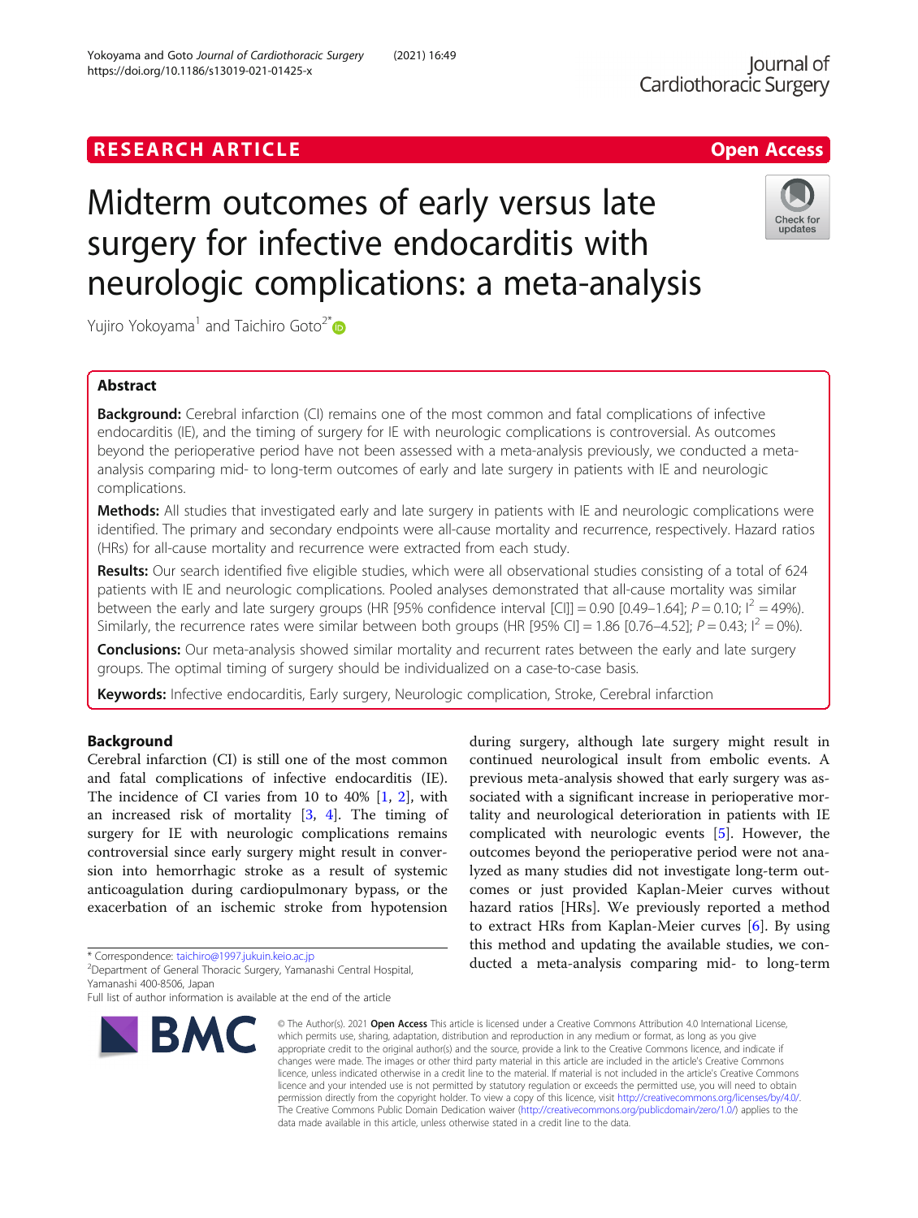# Midterm outcomes of early versus late surgery for infective endocarditis with neurologic complications: a meta-analysis

Yujiro Yokoyama[1] and Taichiro Goto[2*]

## Abstract

**Background:** Cerebral infarction (CI) remains one of the most common and fatal complications of infective endocarditis (IE), and the timing of surgery for IE with neurologic complications is controversial. As outcomes beyond the perioperative period have not been assessed with a meta-analysis previously, we conducted a meta-analysis comparing mid- to long-term outcomes of early and late surgery in patients with IE and neurologic complications.

**Methods:** All studies that investigated early and late surgery in patients with IE and neurologic complications were identified. The primary and secondary endpoints were all-cause mortality and recurrence, respectively. Hazard ratios (HRs) for all-cause mortality and recurrence were extracted from each study.

**Results:** Our search identified five eligible studies, which were all observational studies consisting of a total of 624 patients with IE and neurologic complications. Pooled analyses demonstrated that all-cause mortality was similar between the early and late surgery groups (HR [95% confidence interval [CI]] = 0.90 [0.49–1.64]; $P = 0.10$; $I^2 = 49\%$). Similarly, the recurrence rates were similar between both groups (HR [95% CI] = 1.86 [0.76–4.52]; $P = 0.43$; $I^2 = 0\%$).

**Conclusions:** Our meta-analysis showed similar mortality and recurrent rates between the early and late surgery groups. The optimal timing of surgery should be individualized on a case-to-case basis.

**Keywords:** Infective endocarditis, Early surgery, Neurologic complication, Stroke, Cerebral infarction

## Background

Cerebral infarction (CI) is still one of the most common and fatal complications of infective endocarditis (IE). The incidence of CI varies from 10 to 40% [1, 2], with an increased risk of mortality [3, 4]. The timing of surgery for IE with neurologic complications remains controversial since early surgery might result in conversion into hemorrhagic stroke as a result of systemic anticoagulation during cardiopulmonary bypass, or the exacerbation of an ischemic stroke from hypotension during surgery, although late surgery might result in continued neurological insult from embolic events. A previous meta-analysis showed that early surgery was associated with a significant increase in perioperative mortality and neurological deterioration in patients with IE complicated with neurologic events [5]. However, the outcomes beyond the perioperative period were not analyzed as many studies did not investigate long-term outcomes or just provided Kaplan-Meier curves without hazard ratios [HRs]. We previously reported a method to extract HRs from Kaplan-Meier curves [6]. By using this method and updating the available studies, we conducted a meta-analysis comparing mid- to long-term

\* Correspondence: taichiro@1997.jukuin.keio.ac.jp

[2]Department of General Thoracic Surgery, Yamanashi Central Hospital, Yamanashi 400-8506, Japan

Full list of author information is available at the end of the article

© The Author(s). 2021 **Open Access** This article is licensed under a Creative Commons Attribution 4.0 International License, which permits use, sharing, adaptation, distribution and reproduction in any medium or format, as long as you give appropriate credit to the original author(s) and the source, provide a link to the Creative Commons licence, and indicate if changes were made. The images or other third party material in this article are included in the article's Creative Commons licence, unless indicated otherwise in a credit line to the material. If material is not included in the article's Creative Commons licence and your intended use is not permitted by statutory regulation or exceeds the permitted use, you will need to obtain permission directly from the copyright holder. To view a copy of this licence, visit http://creativecommons.org/licenses/by/4.0/. The Creative Commons Public Domain Dedication waiver (http://creativecommons.org/publicdomain/zero/1.0/) applies to the data made available in this article, unless otherwise stated in a credit line to the data.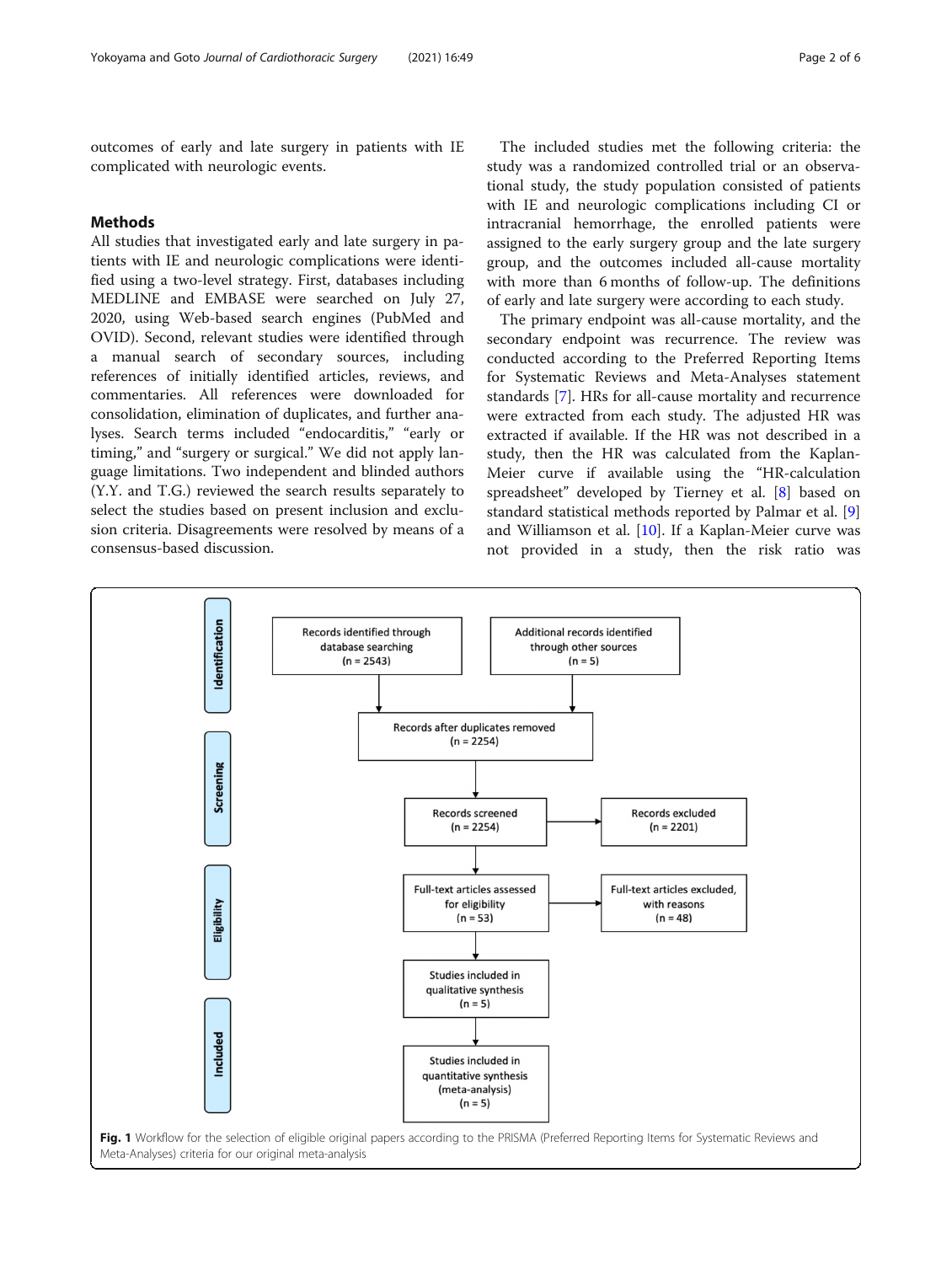outcomes of early and late surgery in patients with IE complicated with neurologic events.

## Methods

All studies that investigated early and late surgery in patients with IE and neurologic complications were identified using a two-level strategy. First, databases including MEDLINE and EMBASE were searched on July 27, 2020, using Web-based search engines (PubMed and OVID). Second, relevant studies were identified through a manual search of secondary sources, including references of initially identified articles, reviews, and commentaries. All references were downloaded for consolidation, elimination of duplicates, and further analyses. Search terms included "endocarditis," "early or timing," and "surgery or surgical." We did not apply language limitations. Two independent and blinded authors (Y.Y. and T.G.) reviewed the search results separately to select the studies based on present inclusion and exclusion criteria. Disagreements were resolved by means of a consensus-based discussion.

The included studies met the following criteria: the study was a randomized controlled trial or an observational study, the study population consisted of patients with IE and neurologic complications including CI or intracranial hemorrhage, the enrolled patients were assigned to the early surgery group and the late surgery group, and the outcomes included all-cause mortality with more than 6 months of follow-up. The definitions of early and late surgery were according to each study.

The primary endpoint was all-cause mortality, and the secondary endpoint was recurrence. The review was conducted according to the Preferred Reporting Items for Systematic Reviews and Meta-Analyses statement standards [7]. HRs for all-cause mortality and recurrence were extracted from each study. The adjusted HR was extracted if available. If the HR was not described in a study, then the HR was calculated from the Kaplan-Meier curve if available using the "HR-calculation spreadsheet" developed by Tierney et al. [8] based on standard statistical methods reported by Palmar et al. [9] and Williamson et al. [10]. If a Kaplan-Meier curve was not provided in a study, then the risk ratio was

**Identification**

- Records identified through database searching (n = 2543)
- Additional records identified through other sources (n = 5)

**Screening**

- Records after duplicates removed (n = 2254)
- Records screened (n = 2254) → Records excluded (n = 2201)

**Eligibility**

- Full-text articles assessed for eligibility (n = 53) → Full-text articles excluded, with reasons (n = 48)

**Included**

- Studies included in qualitative synthesis (n = 5)
- Studies included in quantitative synthesis (meta-analysis) (n = 5)

**Fig. 1** Workflow for the selection of eligible original papers according to the PRISMA (Preferred Reporting Items for Systematic Reviews and Meta-Analyses) criteria for our original meta-analysis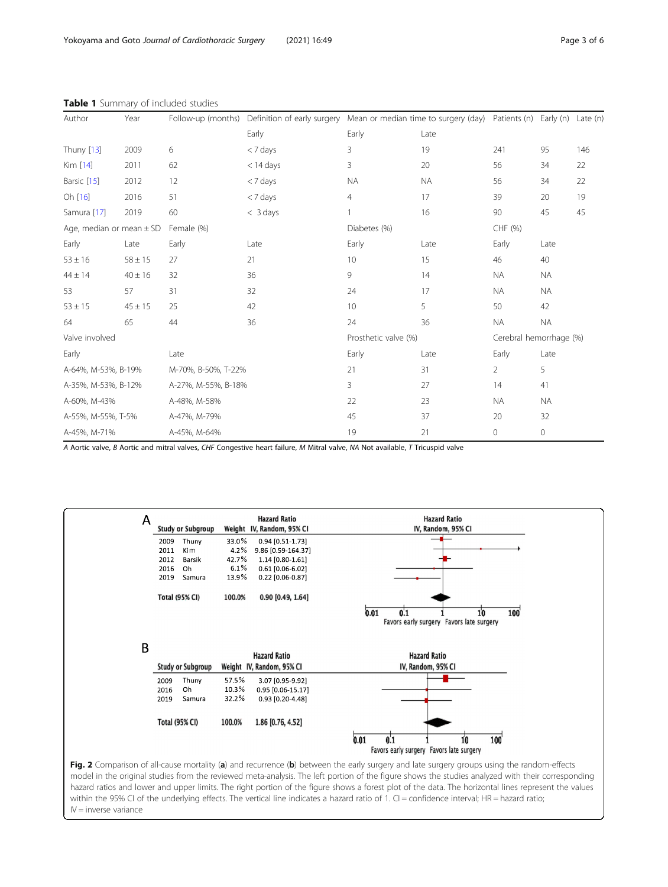**Table 1** Summary of included studies

| Author | Year | Follow-up (months) | Definition of early surgery | Mean or median time to surgery (day) | | Patients (n) | Early (n) | Late (n) |
|---|---|---|---|---|---|---|---|---|
| | | | Early | Early | Late | | | |
| Thuny [13] | 2009 | 6 | < 7 days | 3 | 19 | 241 | 95 | 146 |
| Kim [14] | 2011 | 62 | < 14 days | 3 | 20 | 56 | 34 | 22 |
| Barsic [15] | 2012 | 12 | < 7 days | NA | NA | 56 | 34 | 22 |
| Oh [16] | 2016 | 51 | < 7 days | 4 | 17 | 39 | 20 | 19 |
| Samura [17] | 2019 | 60 | < 3 days | 1 | 16 | 90 | 45 | 45 |
| Age, median or mean ± SD | | Female (%) | | Diabetes (%) | | CHF (%) | | |
| Early | Late | Early | Late | Early | Late | Early | Late | |
| 53 ± 16 | 58 ± 15 | 27 | 21 | 10 | 15 | 46 | 40 | |
| 44 ± 14 | 40 ± 16 | 32 | 36 | 9 | 14 | NA | NA | |
| 53 | 57 | 31 | 32 | 24 | 17 | NA | NA | |
| 53 ± 15 | 45 ± 15 | 25 | 42 | 10 | 5 | 50 | 42 | |
| 64 | 65 | 44 | 36 | 24 | 36 | NA | NA | |
| Valve involved | | | | Prosthetic valve (%) | | Cerebral hemorrhage (%) | | |
| Early | | Late | | Early | Late | Early | Late | |
| A-64%, M-53%, B-19% | | M-70%, B-50%, T-22% | | 21 | 31 | 2 | 5 | |
| A-35%, M-53%, B-12% | | A-27%, M-55%, B-18% | | 3 | 27 | 14 | 41 | |
| A-60%, M-43% | | A-48%, M-58% | | 22 | 23 | NA | NA | |
| A-55%, M-55%, T-5% | | A-47%, M-79% | | 45 | 37 | 20 | 32 | |
| A-45%, M-71% | | A-45%, M-64% | | 19 | 21 | 0 | 0 | |

*A* Aortic valve, *B* Aortic and mitral valves, *CHF* Congestive heart failure, *M* Mitral valve, *NA* Not available, *T* Tricuspid valve

**A**

| Study or Subgroup | | Weight | Hazard Ratio IV, Random, 95% CI |
|---|---|---|---|
| 2009 | Thuny | 33.0% | 0.94 [0.51-1.73] |
| 2011 | Kim | 4.2% | 9.86 [0.59-164.37] |
| 2012 | Barsik | 42.7% | 1.14 [0.80-1.61] |
| 2016 | Oh | 6.1% | 0.61 [0.06-6.02] |
| 2019 | Samura | 13.9% | 0.22 [0.06-0.87] |
| **Total (95% CI)** | | **100.0%** | **0.90 [0.49, 1.64]** |

Favors early surgery / Favors late surgery

**B**

| Study or Subgroup | | Weight | Hazard Ratio IV, Random, 95% CI |
|---|---|---|---|
| 2009 | Thuny | 57.5% | 3.07 [0.95-9.92] |
| 2016 | Oh | 10.3% | 0.95 [0.06-15.17] |
| 2019 | Samura | 32.2% | 0.93 [0.20-4.48] |
| **Total (95% CI)** | | **100.0%** | **1.86 [0.76, 4.52]** |

Favors early surgery / Favors late surgery

**Fig. 2** Comparison of all-cause mortality (**a**) and recurrence (**b**) between the early surgery and late surgery groups using the random-effects model in the original studies from the reviewed meta-analysis. The left portion of the figure shows the studies analyzed with their corresponding hazard ratios and lower and upper limits. The right portion of the figure shows a forest plot of the data. The horizontal lines represent the values within the 95% CI of the underlying effects. The vertical line indicates a hazard ratio of 1. CI = confidence interval; HR = hazard ratio; IV = inverse variance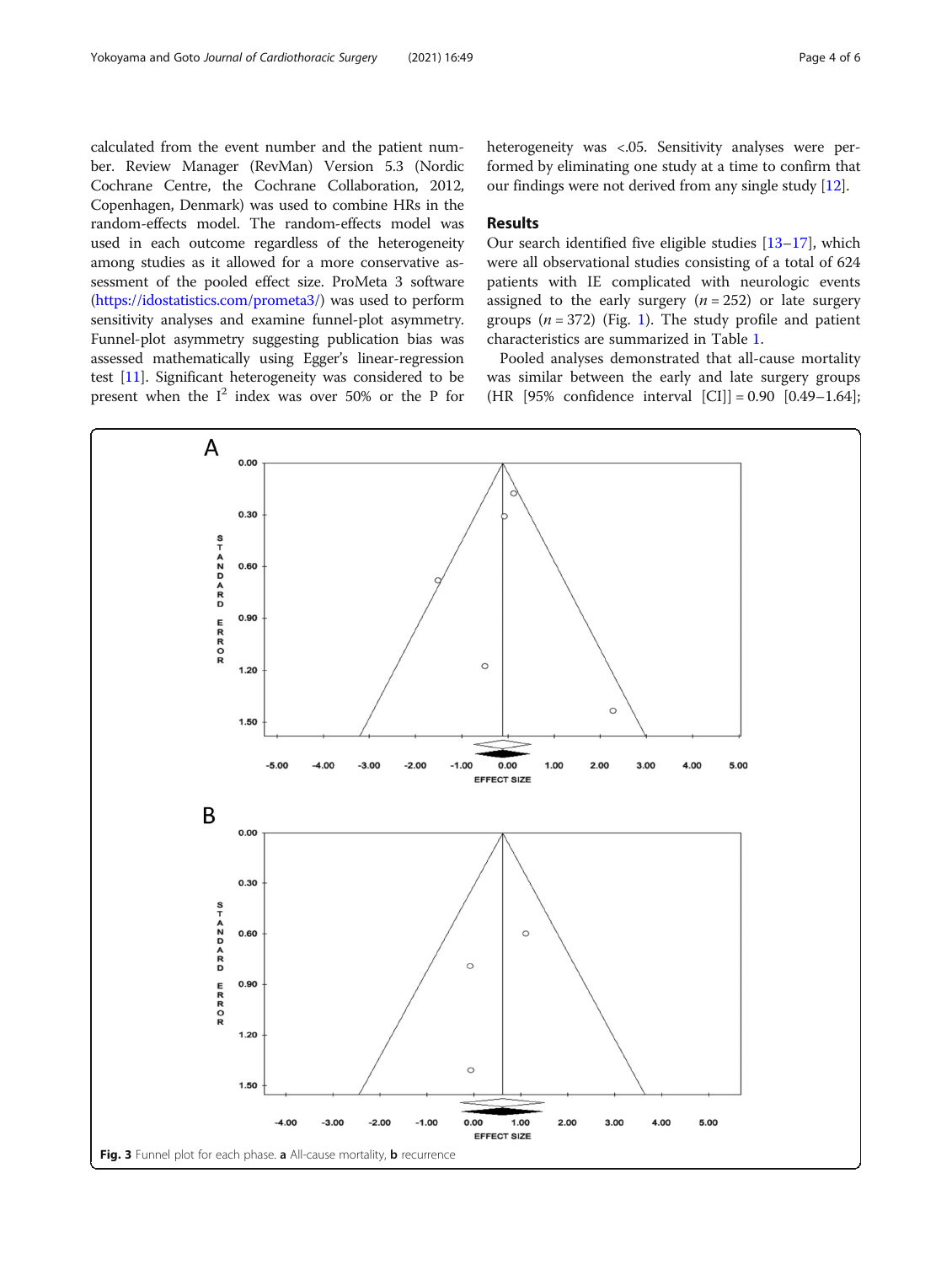calculated from the event number and the patient number. Review Manager (RevMan) Version 5.3 (Nordic Cochrane Centre, the Cochrane Collaboration, 2012, Copenhagen, Denmark) was used to combine HRs in the random-effects model. The random-effects model was used in each outcome regardless of the heterogeneity among studies as it allowed for a more conservative assessment of the pooled effect size. ProMeta 3 software (https://idostatistics.com/prometa3/) was used to perform sensitivity analyses and examine funnel-plot asymmetry. Funnel-plot asymmetry suggesting publication bias was assessed mathematically using Egger's linear-regression test [11]. Significant heterogeneity was considered to be present when the $I^2$ index was over 50% or the P for heterogeneity was <.05. Sensitivity analyses were performed by eliminating one study at a time to confirm that our findings were not derived from any single study [12].

## Results

Our search identified five eligible studies [13–17], which were all observational studies consisting of a total of 624 patients with IE complicated with neurologic events assigned to the early surgery ($n = 252$) or late surgery groups ($n = 372$) (Fig. 1). The study profile and patient characteristics are summarized in Table 1.

Pooled analyses demonstrated that all-cause mortality was similar between the early and late surgery groups (HR [95% confidence interval [CI]] = 0.90 [0.49–1.64];

**Fig. 3** Funnel plot for each phase. **a** All-cause mortality, **b** recurrence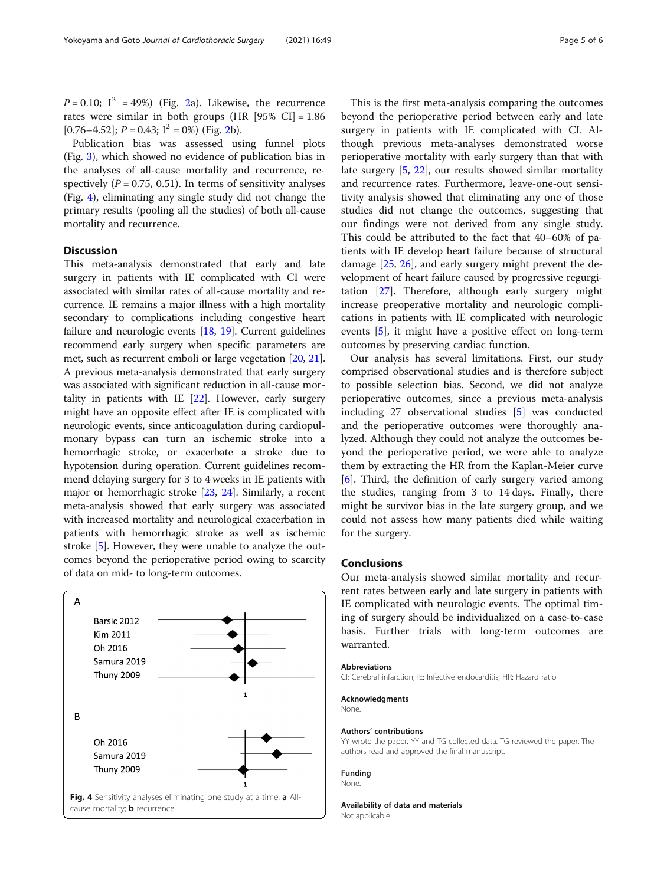$P = 0.10$; $I^2 = 49\%$) (Fig. 2a). Likewise, the recurrence rates were similar in both groups (HR [95% CI] = 1.86 [0.76–4.52]; $P = 0.43$; $I^2 = 0\%$) (Fig. 2b).

Publication bias was assessed using funnel plots (Fig. 3), which showed no evidence of publication bias in the analyses of all-cause mortality and recurrence, respectively ($P = 0.75$, 0.51). In terms of sensitivity analyses (Fig. 4), eliminating any single study did not change the primary results (pooling all the studies) of both all-cause mortality and recurrence.

## Discussion

This meta-analysis demonstrated that early and late surgery in patients with IE complicated with CI were associated with similar rates of all-cause mortality and recurrence. IE remains a major illness with a high mortality secondary to complications including congestive heart failure and neurologic events [18, 19]. Current guidelines recommend early surgery when specific parameters are met, such as recurrent emboli or large vegetation [20, 21]. A previous meta-analysis demonstrated that early surgery was associated with significant reduction in all-cause mortality in patients with IE [22]. However, early surgery might have an opposite effect after IE is complicated with neurologic events, since anticoagulation during cardiopulmonary bypass can turn an ischemic stroke into a hemorrhagic stroke, or exacerbate a stroke due to hypotension during operation. Current guidelines recommend delaying surgery for 3 to 4 weeks in IE patients with major or hemorrhagic stroke [23, 24]. Similarly, a recent meta-analysis showed that early surgery was associated with increased mortality and neurological exacerbation in patients with hemorrhagic stroke as well as ischemic stroke [5]. However, they were unable to analyze the outcomes beyond the perioperative period owing to scarcity of data on mid- to long-term outcomes.

Fig. 4 Sensitivity analyses eliminating one study at a time. **a** All-cause mortality; **b** recurrence

This is the first meta-analysis comparing the outcomes beyond the perioperative period between early and late surgery in patients with IE complicated with CI. Although previous meta-analyses demonstrated worse perioperative mortality with early surgery than that with late surgery [5, 22], our results showed similar mortality and recurrence rates. Furthermore, leave-one-out sensitivity analysis showed that eliminating any one of those studies did not change the outcomes, suggesting that our findings were not derived from any single study. This could be attributed to the fact that 40–60% of patients with IE develop heart failure because of structural damage [25, 26], and early surgery might prevent the development of heart failure caused by progressive regurgitation [27]. Therefore, although early surgery might increase preoperative mortality and neurologic complications in patients with IE complicated with neurologic events [5], it might have a positive effect on long-term outcomes by preserving cardiac function.

Our analysis has several limitations. First, our study comprised observational studies and is therefore subject to possible selection bias. Second, we did not analyze perioperative outcomes, since a previous meta-analysis including 27 observational studies [5] was conducted and the perioperative outcomes were thoroughly analyzed. Although they could not analyze the outcomes beyond the perioperative period, we were able to analyze them by extracting the HR from the Kaplan-Meier curve [6]. Third, the definition of early surgery varied among the studies, ranging from 3 to 14 days. Finally, there might be survivor bias in the late surgery group, and we could not assess how many patients died while waiting for the surgery.

## Conclusions

Our meta-analysis showed similar mortality and recurrent rates between early and late surgery in patients with IE complicated with neurologic events. The optimal timing of surgery should be individualized on a case-to-case basis. Further trials with long-term outcomes are warranted.

### Abbreviations

CI: Cerebral infarction; IE: Infective endocarditis; HR: Hazard ratio

### Acknowledgments

None.

### Authors' contributions

YY wrote the paper. YY and TG collected data. TG reviewed the paper. The authors read and approved the final manuscript.

### Funding

None.

### Availability of data and materials

Not applicable.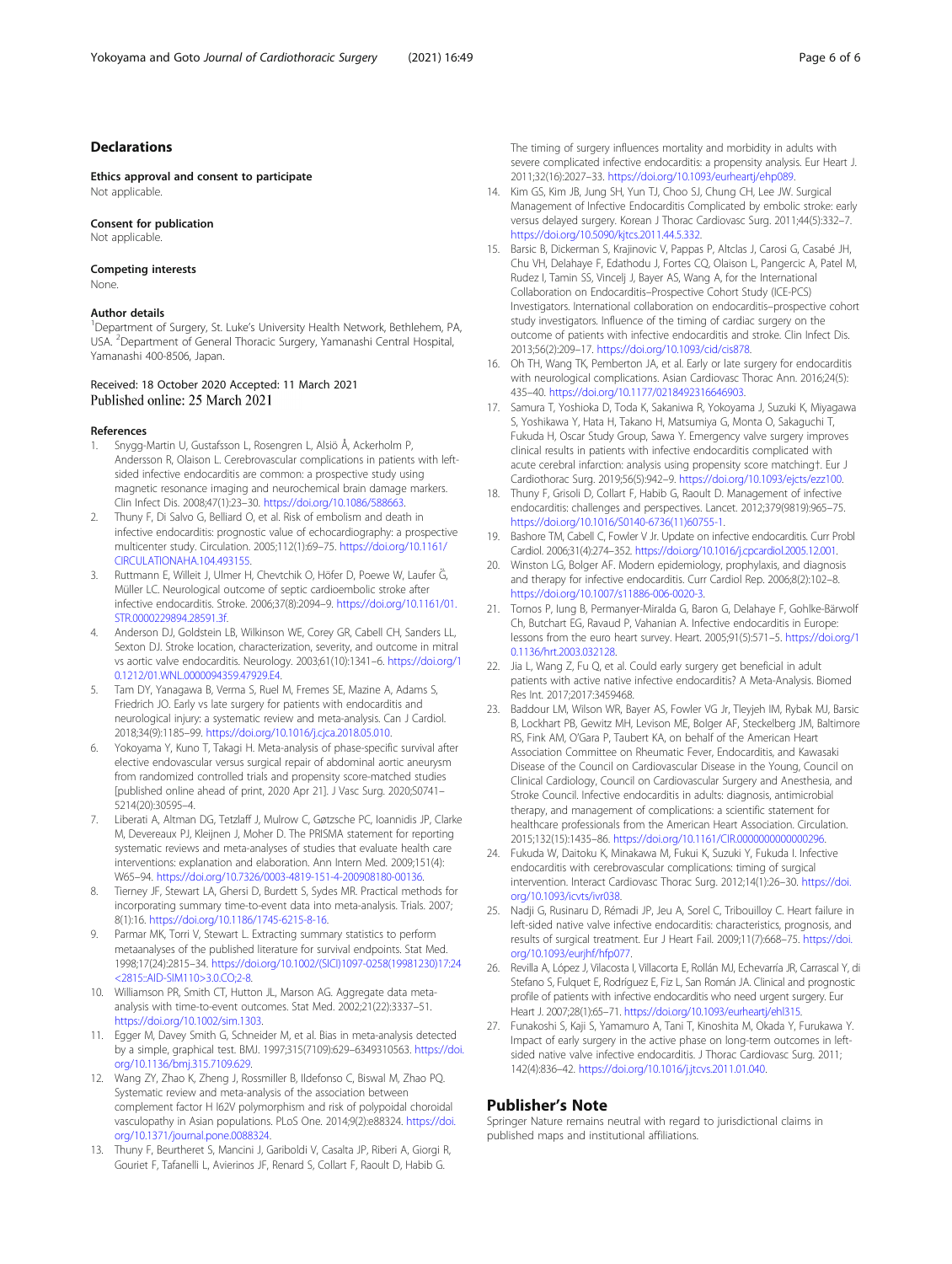## Declarations

### Ethics approval and consent to participate
Not applicable.

### Consent for publication
Not applicable.

### Competing interests
None.

### Author details
[1]Department of Surgery, St. Luke's University Health Network, Bethlehem, PA, USA. [2]Department of General Thoracic Surgery, Yamanashi Central Hospital, Yamanashi 400-8506, Japan.

Received: 18 October 2020 Accepted: 11 March 2021
Published online: 25 March 2021

### References

1. Snygg-Martin U, Gustafsson L, Rosengren L, Alsiö Å, Ackerholm P, Andersson R, Olaison L. Cerebrovascular complications in patients with left-sided infective endocarditis are common: a prospective study using magnetic resonance imaging and neurochemical brain damage markers. Clin Infect Dis. 2008;47(1):23–30. https://doi.org/10.1086/588663.
2. Thuny F, Di Salvo G, Belliard O, et al. Risk of embolism and death in infective endocarditis: prognostic value of echocardiography: a prospective multicenter study. Circulation. 2005;112(1):69–75. https://doi.org/10.1161/CIRCULATIONAHA.104.493155.
3. Ruttmann E, Willeit J, Ulmer H, Chevtchik O, Höfer D, Poewe W, Laufer G, Müller LC. Neurological outcome of septic cardioembolic stroke after infective endocarditis. Stroke. 2006;37(8):2094–9. https://doi.org/10.1161/01.STR.0000229894.28591.3f.
4. Anderson DJ, Goldstein LB, Wilkinson WE, Corey GR, Cabell CH, Sanders LL, Sexton DJ. Stroke location, characterization, severity, and outcome in mitral vs aortic valve endocarditis. Neurology. 2003;61(10):1341–6. https://doi.org/10.1212/01.WNL.0000094359.47929.E4.
5. Tam DY, Yanagawa B, Verma S, Ruel M, Fremes SE, Mazine A, Adams S, Friedrich JO. Early vs late surgery for patients with endocarditis and neurological injury: a systematic review and meta-analysis. Can J Cardiol. 2018;34(9):1185–99. https://doi.org/10.1016/j.cjca.2018.05.010.
6. Yokoyama Y, Kuno T, Takagi H. Meta-analysis of phase-specific survival after elective endovascular versus surgical repair of abdominal aortic aneurysm from randomized controlled trials and propensity score-matched studies [published online ahead of print, 2020 Apr 21]. J Vasc Surg. 2020;S0741–5214(20):30595–4.
7. Liberati A, Altman DG, Tetzlaff J, Mulrow C, Gøtzsche PC, Ioannidis JP, Clarke M, Devereaux PJ, Kleijnen J, Moher D. The PRISMA statement for reporting systematic reviews and meta-analyses of studies that evaluate health care interventions: explanation and elaboration. Ann Intern Med. 2009;151(4):W65–94. https://doi.org/10.7326/0003-4819-151-4-200908180-00136.
8. Tierney JF, Stewart LA, Ghersi D, Burdett S, Sydes MR. Practical methods for incorporating summary time-to-event data into meta-analysis. Trials. 2007;8(1):16. https://doi.org/10.1186/1745-6215-8-16.
9. Parmar MK, Torri V, Stewart L. Extracting summary statistics to perform metaanalyses of the published literature for survival endpoints. Stat Med. 1998;17(24):2815–34. https://doi.org/10.1002/(SICI)1097-0258(19981230)17:24<2815::AID-SIM110>3.0.CO;2-8.
10. Williamson PR, Smith CT, Hutton JL, Marson AG. Aggregate data meta-analysis with time-to-event outcomes. Stat Med. 2002;21(22):3337–51. https://doi.org/10.1002/sim.1303.
11. Egger M, Davey Smith G, Schneider M, et al. Bias in meta-analysis detected by a simple, graphical test. BMJ. 1997;315(7109):629–6349310563. https://doi.org/10.1136/bmj.315.7109.629.
12. Wang ZY, Zhao K, Zheng J, Rossmiller B, Ildefonso C, Biswal M, Zhao PQ. Systematic review and meta-analysis of the association between complement factor H I62V polymorphism and risk of polypoidal choroidal vasculopathy in Asian populations. PLoS One. 2014;9(2):e88324. https://doi.org/10.1371/journal.pone.0088324.
13. Thuny F, Beurtheret S, Mancini J, Gariboldi V, Casalta JP, Riberi A, Giorgi R, Gouriet F, Tafanelli L, Avierinos JF, Renard S, Collart F, Raoult D, Habib G. The timing of surgery influences mortality and morbidity in adults with severe complicated infective endocarditis: a propensity analysis. Eur Heart J. 2011;32(16):2027–33. https://doi.org/10.1093/eurheartj/ehp089.
14. Kim GS, Kim JB, Jung SH, Yun TJ, Choo SJ, Chung CH, Lee JW. Surgical Management of Infective Endocarditis Complicated by embolic stroke: early versus delayed surgery. Korean J Thorac Cardiovasc Surg. 2011;44(5):332–7. https://doi.org/10.5090/kjtcs.2011.44.5.332.
15. Barsic B, Dickerman S, Krajinovic V, Pappas P, Altclas J, Carosi G, Casabé JH, Chu VH, Delahaye F, Edathodu J, Fortes CQ, Olaison L, Pangercic A, Patel M, Rudez I, Tamin SS, Vincelj J, Bayer AS, Wang A, for the International Collaboration on Endocarditis–Prospective Cohort Study (ICE-PCS) Investigators. International collaboration on endocarditis–prospective cohort study investigators. Influence of the timing of cardiac surgery on the outcome of patients with infective endocarditis and stroke. Clin Infect Dis. 2013;56(2):209–17. https://doi.org/10.1093/cid/cis878.
16. Oh TH, Wang TK, Pemberton JA, et al. Early or late surgery for endocarditis with neurological complications. Asian Cardiovasc Thorac Ann. 2016;24(5):435–40. https://doi.org/10.1177/0218492316646903.
17. Samura T, Yoshioka D, Toda K, Sakaniwa R, Yokoyama J, Suzuki K, Miyagawa S, Yoshikawa Y, Hata H, Takano H, Matsumiya G, Monta O, Sakaguchi T, Fukuda H, Oscar Study Group, Sawa Y. Emergency valve surgery improves clinical results in patients with infective endocarditis complicated with acute cerebral infarction: analysis using propensity score matching†. Eur J Cardiothorac Surg. 2019;56(5):942–9. https://doi.org/10.1093/ejcts/ezz100.
18. Thuny F, Grisoli D, Collart F, Habib G, Raoult D. Management of infective endocarditis: challenges and perspectives. Lancet. 2012;379(9819):965–75. https://doi.org/10.1016/S0140-6736(11)60755-1.
19. Bashore TM, Cabell C, Fowler V Jr. Update on infective endocarditis. Curr Probl Cardiol. 2006;31(4):274–352. https://doi.org/10.1016/j.cpcardiol.2005.12.001.
20. Winston LG, Bolger AF. Modern epidemiology, prophylaxis, and diagnosis and therapy for infective endocarditis. Curr Cardiol Rep. 2006;8(2):102–8. https://doi.org/10.1007/s11886-006-0020-3.
21. Tornos P, Iung B, Permanyer-Miralda G, Baron G, Delahaye F, Gohlke-Bärwolf Ch, Butchart EG, Ravaud P, Vahanian A. Infective endocarditis in Europe: lessons from the euro heart survey. Heart. 2005;91(5):571–5. https://doi.org/10.1136/hrt.2003.032128.
22. Jia L, Wang Z, Fu Q, et al. Could early surgery get beneficial in adult patients with active native infective endocarditis? A Meta-Analysis. Biomed Res Int. 2017;2017:3459468.
23. Baddour LM, Wilson WR, Bayer AS, Fowler VG Jr, Tleyjeh IM, Rybak MJ, Barsic B, Lockhart PB, Gewitz MH, Levison ME, Bolger AF, Steckelberg JM, Baltimore RS, Fink AM, O'Gara P, Taubert KA, on behalf of the American Heart Association Committee on Rheumatic Fever, Endocarditis, and Kawasaki Disease of the Council on Cardiovascular Disease in the Young, Council on Clinical Cardiology, Council on Cardiovascular Surgery and Anesthesia, and Stroke Council. Infective endocarditis in adults: diagnosis, antimicrobial therapy, and management of complications: a scientific statement for healthcare professionals from the American Heart Association. Circulation. 2015;132(15):1435–86. https://doi.org/10.1161/CIR.0000000000000296.
24. Fukuda W, Daitoku K, Minakawa M, Fukui K, Suzuki Y, Fukuda I. Infective endocarditis with cerebrovascular complications: timing of surgical intervention. Interact Cardiovasc Thorac Surg. 2012;14(1):26–30. https://doi.org/10.1093/icvts/ivr038.
25. Nadji G, Rusinaru D, Rémadi JP, Jeu A, Sorel C, Tribouilloy C. Heart failure in left-sided native valve infective endocarditis: characteristics, prognosis, and results of surgical treatment. Eur J Heart Fail. 2009;11(7):668–75. https://doi.org/10.1093/eurjhf/hfp077.
26. Revilla A, López J, Vilacosta I, Villacorta E, Rollán MJ, Echevarría JR, Carrascal Y, di Stefano S, Fulquet E, Rodríguez E, Fiz L, San Román JA. Clinical and prognostic profile of patients with infective endocarditis who need urgent surgery. Eur Heart J. 2007;28(1):65–71. https://doi.org/10.1093/eurheartj/ehl315.
27. Funakoshi S, Kaji S, Yamamuro A, Tani T, Kinoshita M, Okada Y, Furukawa Y. Impact of early surgery in the active phase on long-term outcomes in left-sided native valve infective endocarditis. J Thorac Cardiovasc Surg. 2011;142(4):836–42. https://doi.org/10.1016/j.jtcvs.2011.01.040.

## Publisher's Note
Springer Nature remains neutral with regard to jurisdictional claims in published maps and institutional affiliations.